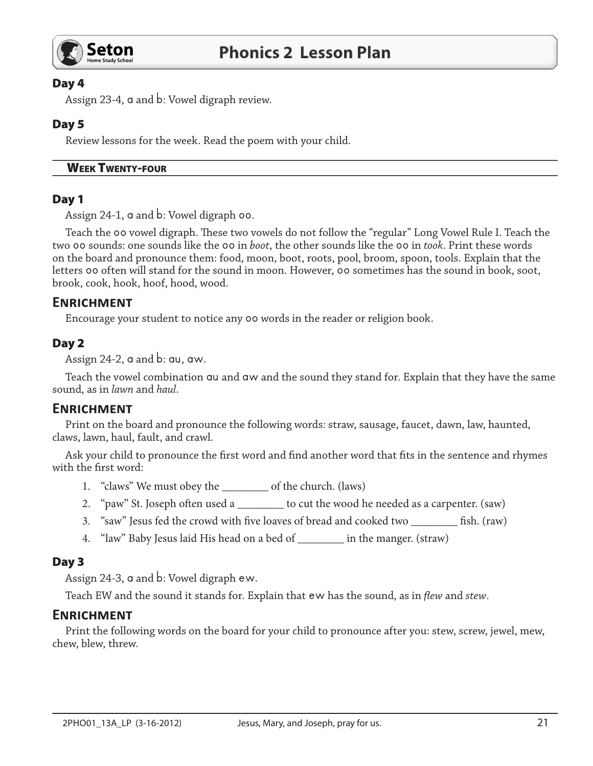## Day 4

Assign 23-4, a and b: Vowel digraph review.

## Day 5

Review lessons for the week. Read the poem with your child.

# Week Twenty-four

## Day 1

Assign 24-1, a and b: Vowel digraph oo.

Teach the oo vowel digraph. These two vowels do not follow the "regular" Long Vowel Rule I. Teach the two oo sounds: one sounds like the oo in *boot*, the other sounds like the oo in *took*. Print these words on the board and pronounce them: food, moon, boot, roots, pool, broom, spoon, tools. Explain that the letters oo often will stand for the sound in moon. However, oo sometimes has the sound in book, soot, brook, cook, hook, hoof, hood, wood.

### Enrichment

Encourage your student to notice any oo words in the reader or religion book.

## Day 2

Assign 24-2, a and b: au, aw.

Teach the vowel combination au and aw and the sound they stand for. Explain that they have the same sound, as in *lawn* and *haul*.

### Enrichment

Print on the board and pronounce the following words: straw, sausage, faucet, dawn, law, haunted, claws, lawn, haul, fault, and crawl.

Ask your child to pronounce the first word and find another word that fits in the sentence and rhymes with the first word:

1. "claws" We must obey the ________ of the church. (laws)
2. "paw" St. Joseph often used a ________ to cut the wood he needed as a carpenter. (saw)
3. "saw" Jesus fed the crowd with five loaves of bread and cooked two ________ fish. (raw)
4. "law" Baby Jesus laid His head on a bed of ________ in the manger. (straw)

## Day 3

Assign 24-3, a and b: Vowel digraph ew.

Teach EW and the sound it stands for. Explain that ew has the sound, as in *flew* and *stew*.

### Enrichment

Print the following words on the board for your child to pronounce after you: stew, screw, jewel, mew, chew, blew, threw.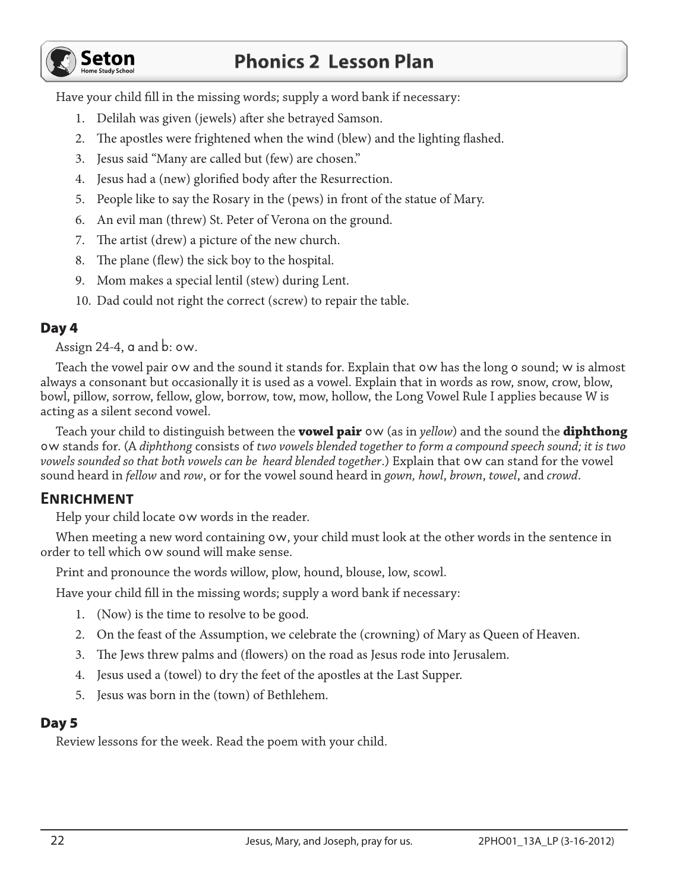Have your child fill in the missing words; supply a word bank if necessary:

1. Delilah was given (jewels) after she betrayed Samson.
2. The apostles were frightened when the wind (blew) and the lighting flashed.
3. Jesus said "Many are called but (few) are chosen."
4. Jesus had a (new) glorified body after the Resurrection.
5. People like to say the Rosary in the (pews) in front of the statue of Mary.
6. An evil man (threw) St. Peter of Verona on the ground.
7. The artist (drew) a picture of the new church.
8. The plane (flew) the sick boy to the hospital.
9. Mom makes a special lentil (stew) during Lent.
10. Dad could not right the correct (screw) to repair the table.

## Day 4

Assign 24-4, a and b: ow.

Teach the vowel pair ow and the sound it stands for. Explain that ow has the long o sound; w is almost always a consonant but occasionally it is used as a vowel. Explain that in words as row, snow, crow, blow, bowl, pillow, sorrow, fellow, glow, borrow, tow, mow, hollow, the Long Vowel Rule I applies because W is acting as a silent second vowel.

Teach your child to distinguish between the **vowel pair** ow (as in *yellow*) and the sound the **diphthong** ow stands for. (A *diphthong* consists of *two vowels blended together to form a compound speech sound; it is two vowels sounded so that both vowels can be heard blended together*.) Explain that ow can stand for the vowel sound heard in *fellow* and *row*, or for the vowel sound heard in *gown, howl*, *brown*, *towel*, and *crowd*.

## Enrichment

Help your child locate ow words in the reader.

When meeting a new word containing ow, your child must look at the other words in the sentence in order to tell which ow sound will make sense.

Print and pronounce the words willow, plow, hound, blouse, low, scowl.

Have your child fill in the missing words; supply a word bank if necessary:

1. (Now) is the time to resolve to be good.
2. On the feast of the Assumption, we celebrate the (crowning) of Mary as Queen of Heaven.
3. The Jews threw palms and (flowers) on the road as Jesus rode into Jerusalem.
4. Jesus used a (towel) to dry the feet of the apostles at the Last Supper.
5. Jesus was born in the (town) of Bethlehem.

## Day 5

Review lessons for the week. Read the poem with your child.